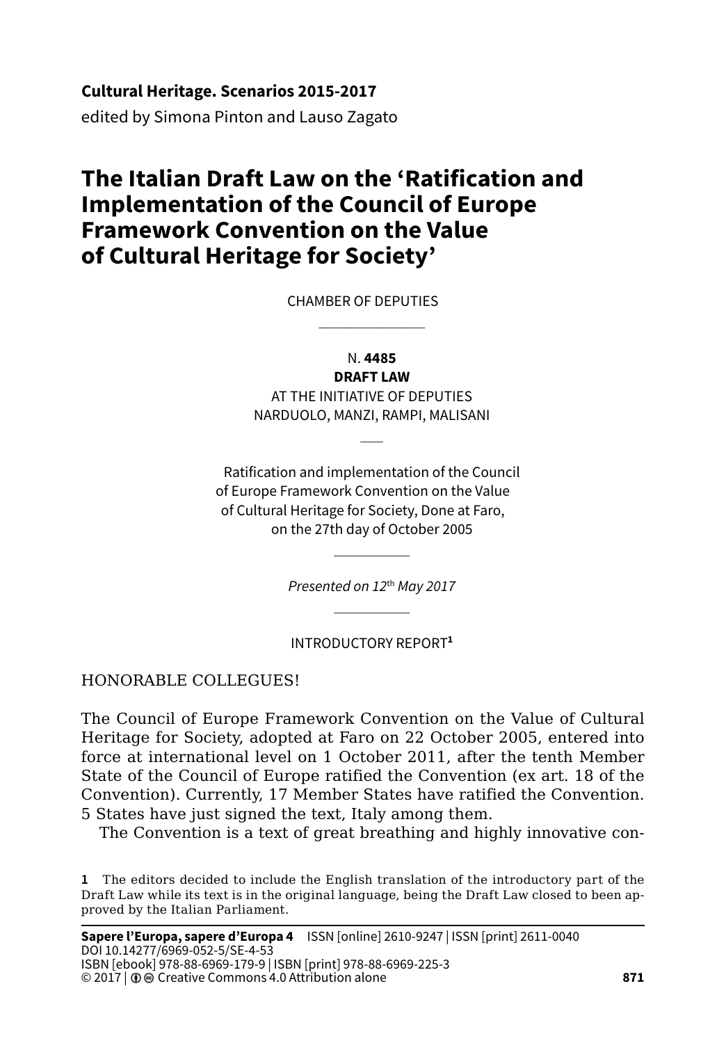**Cultural Heritage. Scenarios 2015-2017**
edited by Simona Pinton and Lauso Zagato

# The Italian Draft Law on the 'Ratification and Implementation of the Council of Europe Framework Convention on the Value of Cultural Heritage for Society'

CHAMBER OF DEPUTIES

N. **4485**
**DRAFT LAW**
AT THE INITIATIVE OF DEPUTIES
NARDUOLO, MANZI, RAMPI, MALISANI

Ratification and implementation of the Council of Europe Framework Convention on the Value of Cultural Heritage for Society, Done at Faro, on the 27th day of October 2005

*Presented on 12th May 2017*

INTRODUCTORY REPORT[1]

HONORABLE COLLEGUES!

The Council of Europe Framework Convention on the Value of Cultural Heritage for Society, adopted at Faro on 22 October 2005, entered into force at international level on 1 October 2011, after the tenth Member State of the Council of Europe ratified the Convention (ex art. 18 of the Convention). Currently, 17 Member States have ratified the Convention. 5 States have just signed the text, Italy among them.

The Convention is a text of great breathing and highly innovative con-

[1] The editors decided to include the English translation of the introductory part of the Draft Law while its text is in the original language, being the Draft Law closed to been approved by the Italian Parliament.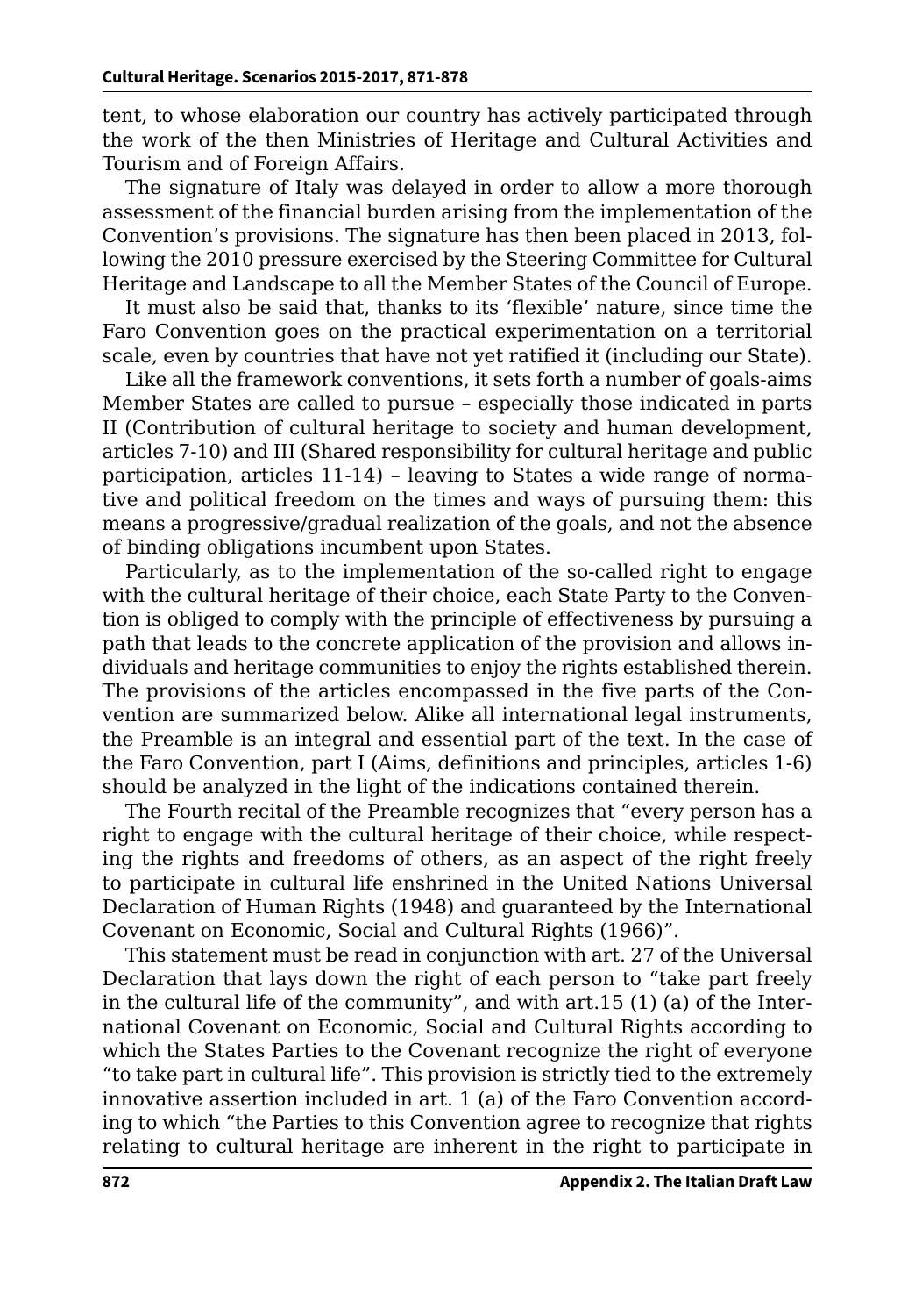tent, to whose elaboration our country has actively participated through the work of the then Ministries of Heritage and Cultural Activities and Tourism and of Foreign Affairs.

The signature of Italy was delayed in order to allow a more thorough assessment of the financial burden arising from the implementation of the Convention's provisions. The signature has then been placed in 2013, following the 2010 pressure exercised by the Steering Committee for Cultural Heritage and Landscape to all the Member States of the Council of Europe.

It must also be said that, thanks to its 'flexible' nature, since time the Faro Convention goes on the practical experimentation on a territorial scale, even by countries that have not yet ratified it (including our State).

Like all the framework conventions, it sets forth a number of goals-aims Member States are called to pursue – especially those indicated in parts II (Contribution of cultural heritage to society and human development, articles 7-10) and III (Shared responsibility for cultural heritage and public participation, articles 11-14) – leaving to States a wide range of normative and political freedom on the times and ways of pursuing them: this means a progressive/gradual realization of the goals, and not the absence of binding obligations incumbent upon States.

Particularly, as to the implementation of the so-called right to engage with the cultural heritage of their choice, each State Party to the Convention is obliged to comply with the principle of effectiveness by pursuing a path that leads to the concrete application of the provision and allows individuals and heritage communities to enjoy the rights established therein. The provisions of the articles encompassed in the five parts of the Convention are summarized below. Alike all international legal instruments, the Preamble is an integral and essential part of the text. In the case of the Faro Convention, part I (Aims, definitions and principles, articles 1-6) should be analyzed in the light of the indications contained therein.

The Fourth recital of the Preamble recognizes that "every person has a right to engage with the cultural heritage of their choice, while respecting the rights and freedoms of others, as an aspect of the right freely to participate in cultural life enshrined in the United Nations Universal Declaration of Human Rights (1948) and guaranteed by the International Covenant on Economic, Social and Cultural Rights (1966)".

This statement must be read in conjunction with art. 27 of the Universal Declaration that lays down the right of each person to "take part freely in the cultural life of the community", and with art.15 (1) (a) of the International Covenant on Economic, Social and Cultural Rights according to which the States Parties to the Covenant recognize the right of everyone "to take part in cultural life". This provision is strictly tied to the extremely innovative assertion included in art. 1 (a) of the Faro Convention according to which "the Parties to this Convention agree to recognize that rights relating to cultural heritage are inherent in the right to participate in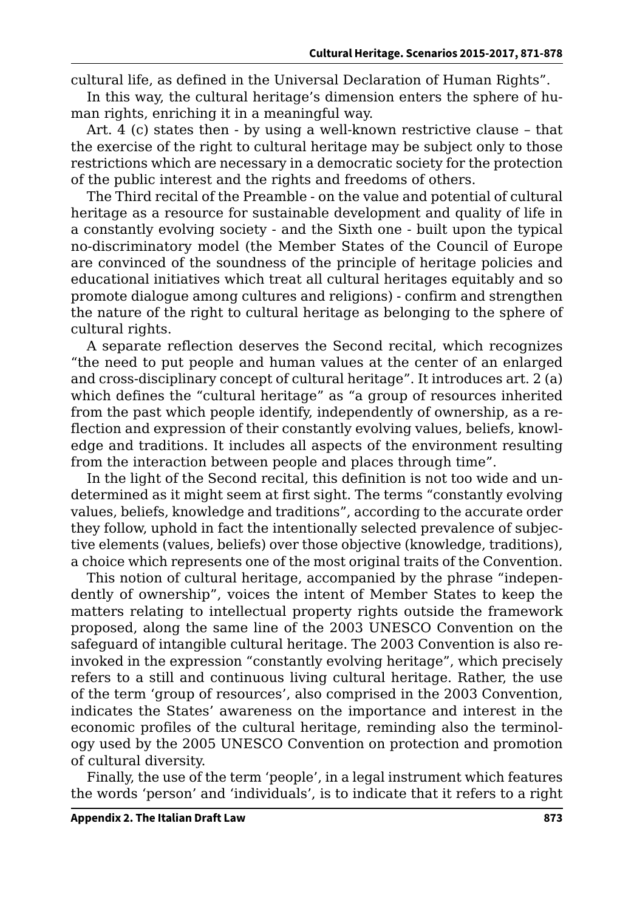cultural life, as defined in the Universal Declaration of Human Rights".

In this way, the cultural heritage's dimension enters the sphere of human rights, enriching it in a meaningful way.

Art. 4 (c) states then - by using a well-known restrictive clause – that the exercise of the right to cultural heritage may be subject only to those restrictions which are necessary in a democratic society for the protection of the public interest and the rights and freedoms of others.

The Third recital of the Preamble - on the value and potential of cultural heritage as a resource for sustainable development and quality of life in a constantly evolving society - and the Sixth one - built upon the typical no-discriminatory model (the Member States of the Council of Europe are convinced of the soundness of the principle of heritage policies and educational initiatives which treat all cultural heritages equitably and so promote dialogue among cultures and religions) - confirm and strengthen the nature of the right to cultural heritage as belonging to the sphere of cultural rights.

A separate reflection deserves the Second recital, which recognizes "the need to put people and human values at the center of an enlarged and cross-disciplinary concept of cultural heritage". It introduces art. 2 (a) which defines the "cultural heritage" as "a group of resources inherited from the past which people identify, independently of ownership, as a reflection and expression of their constantly evolving values, beliefs, knowledge and traditions. It includes all aspects of the environment resulting from the interaction between people and places through time".

In the light of the Second recital, this definition is not too wide and undetermined as it might seem at first sight. The terms "constantly evolving values, beliefs, knowledge and traditions", according to the accurate order they follow, uphold in fact the intentionally selected prevalence of subjective elements (values, beliefs) over those objective (knowledge, traditions), a choice which represents one of the most original traits of the Convention.

This notion of cultural heritage, accompanied by the phrase "independently of ownership", voices the intent of Member States to keep the matters relating to intellectual property rights outside the framework proposed, along the same line of the 2003 UNESCO Convention on the safeguard of intangible cultural heritage. The 2003 Convention is also reinvoked in the expression "constantly evolving heritage", which precisely refers to a still and continuous living cultural heritage. Rather, the use of the term 'group of resources', also comprised in the 2003 Convention, indicates the States' awareness on the importance and interest in the economic profiles of the cultural heritage, reminding also the terminology used by the 2005 UNESCO Convention on protection and promotion of cultural diversity.

Finally, the use of the term 'people', in a legal instrument which features the words 'person' and 'individuals', is to indicate that it refers to a right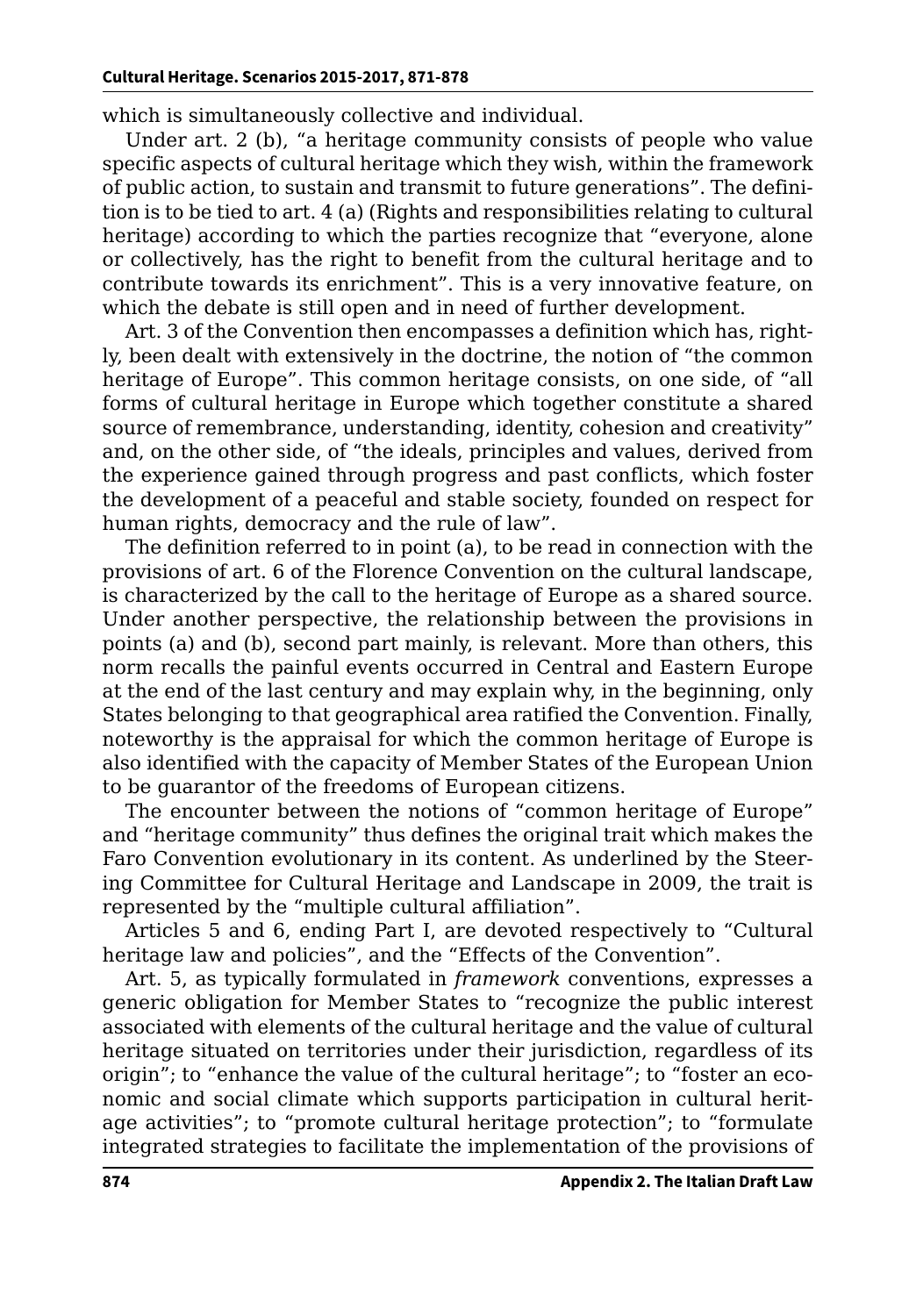which is simultaneously collective and individual.

Under art. 2 (b), "a heritage community consists of people who value specific aspects of cultural heritage which they wish, within the framework of public action, to sustain and transmit to future generations". The definition is to be tied to art. 4 (a) (Rights and responsibilities relating to cultural heritage) according to which the parties recognize that "everyone, alone or collectively, has the right to benefit from the cultural heritage and to contribute towards its enrichment". This is a very innovative feature, on which the debate is still open and in need of further development.

Art. 3 of the Convention then encompasses a definition which has, rightly, been dealt with extensively in the doctrine, the notion of "the common heritage of Europe". This common heritage consists, on one side, of "all forms of cultural heritage in Europe which together constitute a shared source of remembrance, understanding, identity, cohesion and creativity" and, on the other side, of "the ideals, principles and values, derived from the experience gained through progress and past conflicts, which foster the development of a peaceful and stable society, founded on respect for human rights, democracy and the rule of law".

The definition referred to in point (a), to be read in connection with the provisions of art. 6 of the Florence Convention on the cultural landscape, is characterized by the call to the heritage of Europe as a shared source. Under another perspective, the relationship between the provisions in points (a) and (b), second part mainly, is relevant. More than others, this norm recalls the painful events occurred in Central and Eastern Europe at the end of the last century and may explain why, in the beginning, only States belonging to that geographical area ratified the Convention. Finally, noteworthy is the appraisal for which the common heritage of Europe is also identified with the capacity of Member States of the European Union to be guarantor of the freedoms of European citizens.

The encounter between the notions of "common heritage of Europe" and "heritage community" thus defines the original trait which makes the Faro Convention evolutionary in its content. As underlined by the Steering Committee for Cultural Heritage and Landscape in 2009, the trait is represented by the "multiple cultural affiliation".

Articles 5 and 6, ending Part I, are devoted respectively to "Cultural heritage law and policies", and the "Effects of the Convention".

Art. 5, as typically formulated in *framework* conventions, expresses a generic obligation for Member States to "recognize the public interest associated with elements of the cultural heritage and the value of cultural heritage situated on territories under their jurisdiction, regardless of its origin"; to "enhance the value of the cultural heritage"; to "foster an economic and social climate which supports participation in cultural heritage activities"; to "promote cultural heritage protection"; to "formulate integrated strategies to facilitate the implementation of the provisions of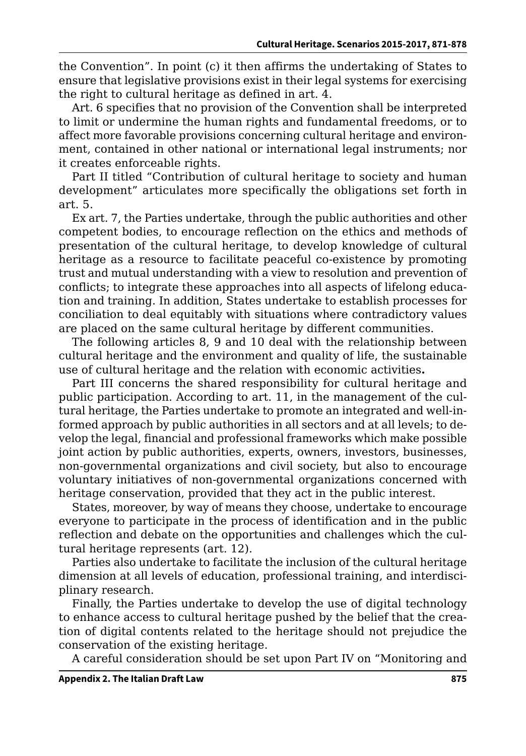the Convention". In point (c) it then affirms the undertaking of States to ensure that legislative provisions exist in their legal systems for exercising the right to cultural heritage as defined in art. 4.

Art. 6 specifies that no provision of the Convention shall be interpreted to limit or undermine the human rights and fundamental freedoms, or to affect more favorable provisions concerning cultural heritage and environment, contained in other national or international legal instruments; nor it creates enforceable rights.

Part II titled "Contribution of cultural heritage to society and human development" articulates more specifically the obligations set forth in art. 5.

Ex art. 7, the Parties undertake, through the public authorities and other competent bodies, to encourage reflection on the ethics and methods of presentation of the cultural heritage, to develop knowledge of cultural heritage as a resource to facilitate peaceful co-existence by promoting trust and mutual understanding with a view to resolution and prevention of conflicts; to integrate these approaches into all aspects of lifelong education and training. In addition, States undertake to establish processes for conciliation to deal equitably with situations where contradictory values are placed on the same cultural heritage by different communities.

The following articles 8, 9 and 10 deal with the relationship between cultural heritage and the environment and quality of life, the sustainable use of cultural heritage and the relation with economic activities**.**

Part III concerns the shared responsibility for cultural heritage and public participation. According to art. 11, in the management of the cultural heritage, the Parties undertake to promote an integrated and well-informed approach by public authorities in all sectors and at all levels; to develop the legal, financial and professional frameworks which make possible joint action by public authorities, experts, owners, investors, businesses, non-governmental organizations and civil society, but also to encourage voluntary initiatives of non-governmental organizations concerned with heritage conservation, provided that they act in the public interest.

States, moreover, by way of means they choose, undertake to encourage everyone to participate in the process of identification and in the public reflection and debate on the opportunities and challenges which the cultural heritage represents (art. 12).

Parties also undertake to facilitate the inclusion of the cultural heritage dimension at all levels of education, professional training, and interdisciplinary research.

Finally, the Parties undertake to develop the use of digital technology to enhance access to cultural heritage pushed by the belief that the creation of digital contents related to the heritage should not prejudice the conservation of the existing heritage.

A careful consideration should be set upon Part IV on "Monitoring and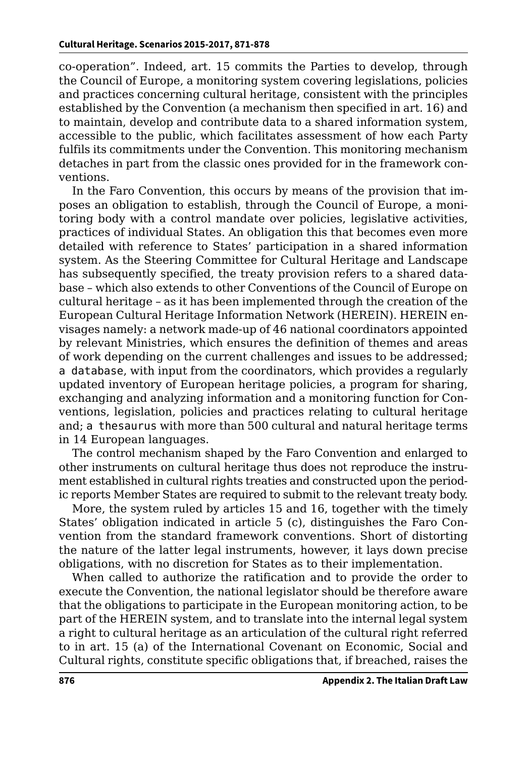co-operation". Indeed, art. 15 commits the Parties to develop, through the Council of Europe, a monitoring system covering legislations, policies and practices concerning cultural heritage, consistent with the principles established by the Convention (a mechanism then specified in art. 16) and to maintain, develop and contribute data to a shared information system, accessible to the public, which facilitates assessment of how each Party fulfils its commitments under the Convention. This monitoring mechanism detaches in part from the classic ones provided for in the framework conventions.

In the Faro Convention, this occurs by means of the provision that imposes an obligation to establish, through the Council of Europe, a monitoring body with a control mandate over policies, legislative activities, practices of individual States. An obligation this that becomes even more detailed with reference to States' participation in a shared information system. As the Steering Committee for Cultural Heritage and Landscape has subsequently specified, the treaty provision refers to a shared database – which also extends to other Conventions of the Council of Europe on cultural heritage – as it has been implemented through the creation of the European Cultural Heritage Information Network (HEREIN). HEREIN envisages namely: a network made-up of 46 national coordinators appointed by relevant Ministries, which ensures the definition of themes and areas of work depending on the current challenges and issues to be addressed; `a database`, with input from the coordinators, which provides a regularly updated inventory of European heritage policies, a program for sharing, exchanging and analyzing information and a monitoring function for Conventions, legislation, policies and practices relating to cultural heritage and; `a thesaurus` with more than 500 cultural and natural heritage terms in 14 European languages.

The control mechanism shaped by the Faro Convention and enlarged to other instruments on cultural heritage thus does not reproduce the instrument established in cultural rights treaties and constructed upon the periodic reports Member States are required to submit to the relevant treaty body.

More, the system ruled by articles 15 and 16, together with the timely States' obligation indicated in article 5 (c), distinguishes the Faro Convention from the standard framework conventions. Short of distorting the nature of the latter legal instruments, however, it lays down precise obligations, with no discretion for States as to their implementation.

When called to authorize the ratification and to provide the order to execute the Convention, the national legislator should be therefore aware that the obligations to participate in the European monitoring action, to be part of the HEREIN system, and to translate into the internal legal system a right to cultural heritage as an articulation of the cultural right referred to in art. 15 (a) of the International Covenant on Economic, Social and Cultural rights, constitute specific obligations that, if breached, raises the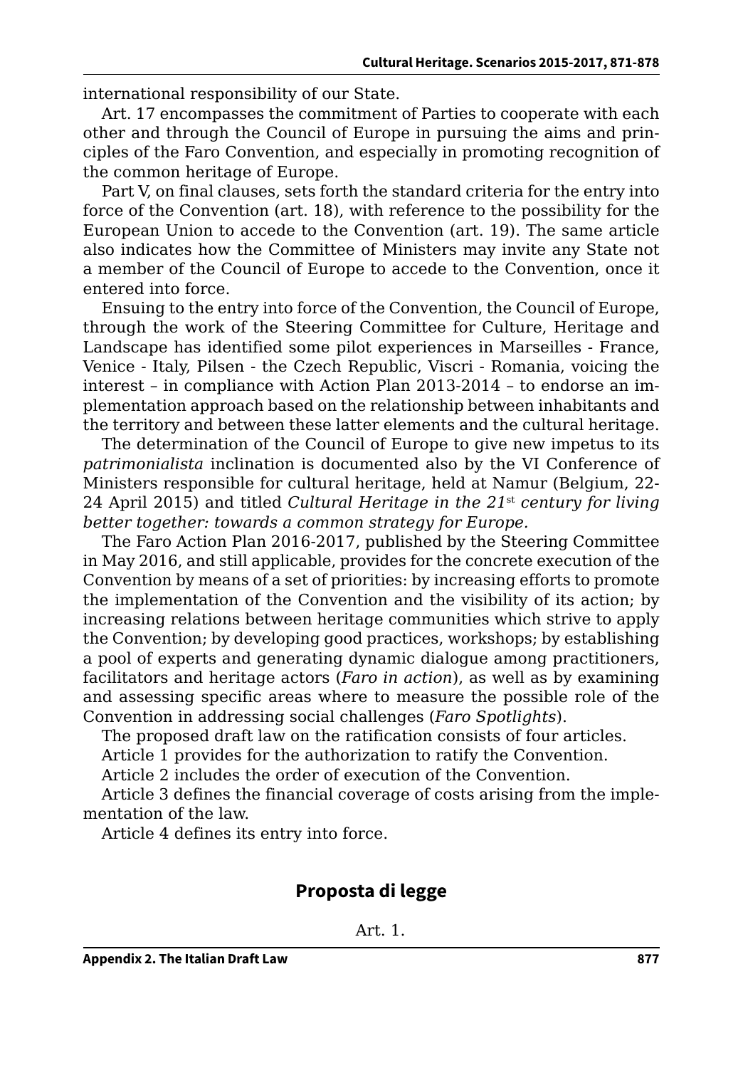international responsibility of our State.

Art. 17 encompasses the commitment of Parties to cooperate with each other and through the Council of Europe in pursuing the aims and principles of the Faro Convention, and especially in promoting recognition of the common heritage of Europe.

Part V, on final clauses, sets forth the standard criteria for the entry into force of the Convention (art. 18), with reference to the possibility for the European Union to accede to the Convention (art. 19). The same article also indicates how the Committee of Ministers may invite any State not a member of the Council of Europe to accede to the Convention, once it entered into force.

Ensuing to the entry into force of the Convention, the Council of Europe, through the work of the Steering Committee for Culture, Heritage and Landscape has identified some pilot experiences in Marseilles - France, Venice - Italy, Pilsen - the Czech Republic, Viscri - Romania, voicing the interest – in compliance with Action Plan 2013-2014 – to endorse an implementation approach based on the relationship between inhabitants and the territory and between these latter elements and the cultural heritage.

The determination of the Council of Europe to give new impetus to its *patrimonialista* inclination is documented also by the VI Conference of Ministers responsible for cultural heritage, held at Namur (Belgium, 22-24 April 2015) and titled *Cultural Heritage in the 21st century for living better together: towards a common strategy for Europe*.

The Faro Action Plan 2016-2017, published by the Steering Committee in May 2016, and still applicable, provides for the concrete execution of the Convention by means of a set of priorities: by increasing efforts to promote the implementation of the Convention and the visibility of its action; by increasing relations between heritage communities which strive to apply the Convention; by developing good practices, workshops; by establishing a pool of experts and generating dynamic dialogue among practitioners, facilitators and heritage actors (*Faro in action*), as well as by examining and assessing specific areas where to measure the possible role of the Convention in addressing social challenges (*Faro Spotlights*).

The proposed draft law on the ratification consists of four articles.

Article 1 provides for the authorization to ratify the Convention.

Article 2 includes the order of execution of the Convention.

Article 3 defines the financial coverage of costs arising from the implementation of the law.

Article 4 defines its entry into force.

## Proposta di legge

Art. 1.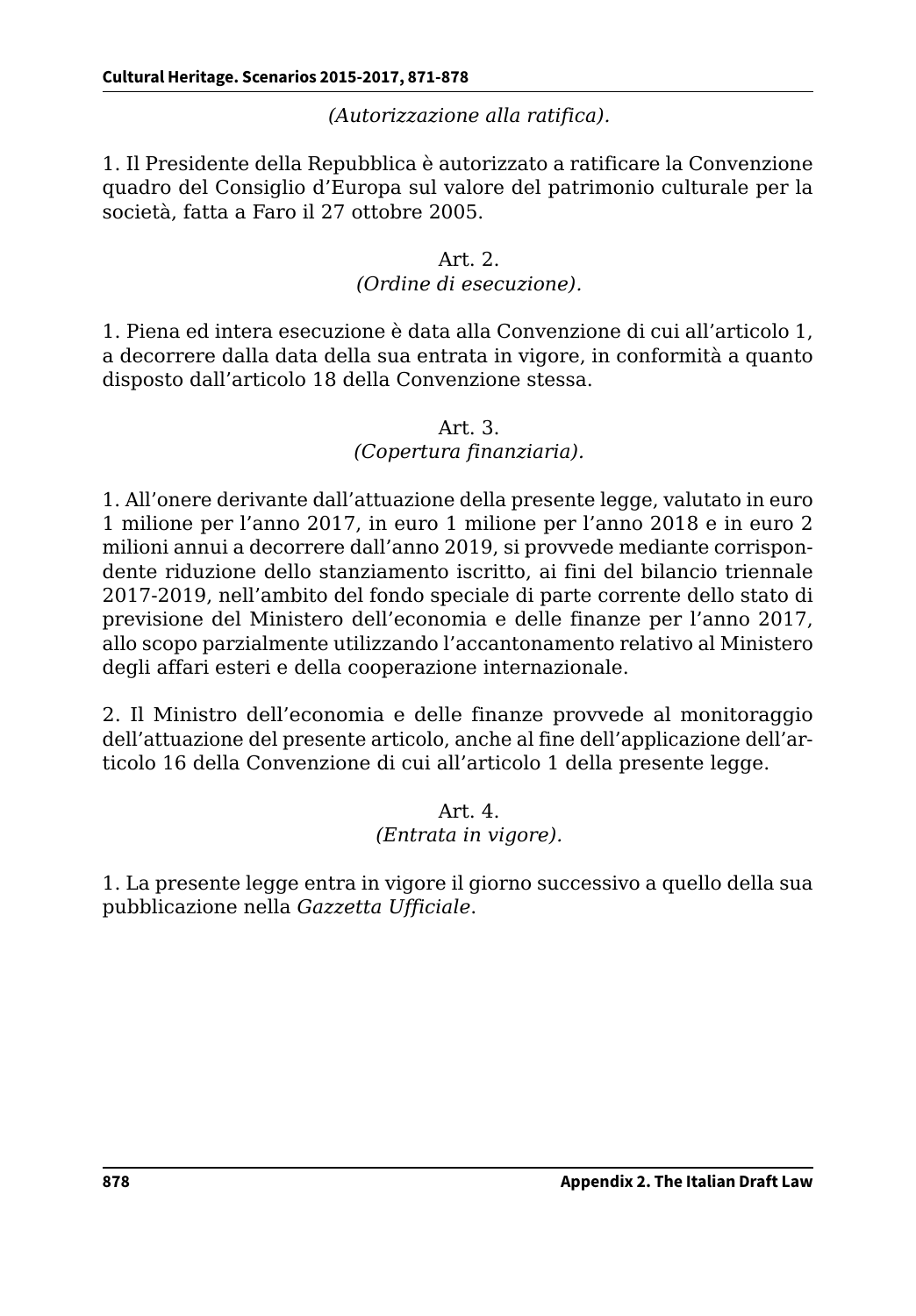*(Autorizzazione alla ratifica).*

1. Il Presidente della Repubblica è autorizzato a ratificare la Convenzione quadro del Consiglio d'Europa sul valore del patrimonio culturale per la società, fatta a Faro il 27 ottobre 2005.

Art. 2.
*(Ordine di esecuzione).*

1. Piena ed intera esecuzione è data alla Convenzione di cui all'articolo 1, a decorrere dalla data della sua entrata in vigore, in conformità a quanto disposto dall'articolo 18 della Convenzione stessa.

Art. 3.
*(Copertura finanziaria).*

1. All'onere derivante dall'attuazione della presente legge, valutato in euro 1 milione per l'anno 2017, in euro 1 milione per l'anno 2018 e in euro 2 milioni annui a decorrere dall'anno 2019, si provvede mediante corrispondente riduzione dello stanziamento iscritto, ai fini del bilancio triennale 2017-2019, nell'ambito del fondo speciale di parte corrente dello stato di previsione del Ministero dell'economia e delle finanze per l'anno 2017, allo scopo parzialmente utilizzando l'accantonamento relativo al Ministero degli affari esteri e della cooperazione internazionale.

2. Il Ministro dell'economia e delle finanze provvede al monitoraggio dell'attuazione del presente articolo, anche al fine dell'applicazione dell'articolo 16 della Convenzione di cui all'articolo 1 della presente legge.

Art. 4.
*(Entrata in vigore).*

1. La presente legge entra in vigore il giorno successivo a quello della sua pubblicazione nella *Gazzetta Ufficiale*.